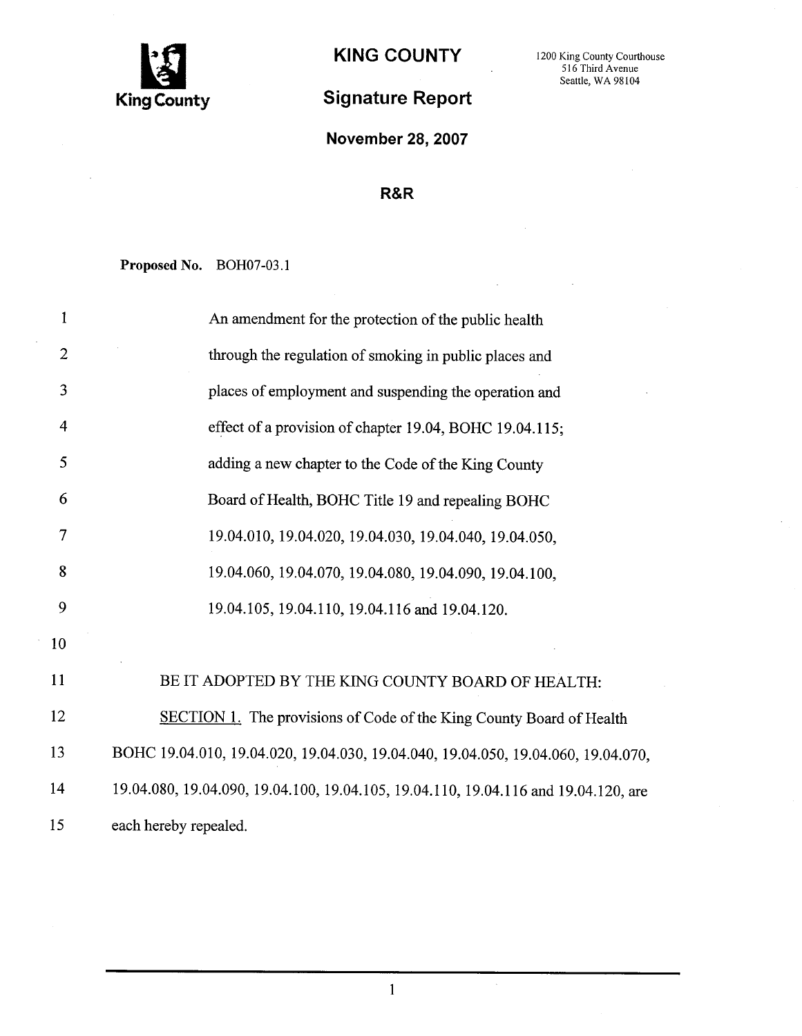King County

# KING COUNTY

1200 King County Courthouse
516 Third Avenue
Seattle, WA 98104

## Signature Report

**November 28, 2007**

**R&R**

**Proposed No.** BOH07-03.1

An amendment for the protection of the public health through the regulation of smoking in public places and places of employment and suspending the operation and effect of a provision of chapter 19.04, BOHC 19.04.115; adding a new chapter to the Code of the King County Board of Health, BOHC Title 19 and repealing BOHC 19.04.010, 19.04.020, 19.04.030, 19.04.040, 19.04.050, 19.04.060, 19.04.070, 19.04.080, 19.04.090, 19.04.100, 19.04.105, 19.04.110, 19.04.116 and 19.04.120.

BE IT ADOPTED BY THE KING COUNTY BOARD OF HEALTH:

SECTION 1. The provisions of Code of the King County Board of Health BOHC 19.04.010, 19.04.020, 19.04.030, 19.04.040, 19.04.050, 19.04.060, 19.04.070, 19.04.080, 19.04.090, 19.04.100, 19.04.105, 19.04.110, 19.04.116 and 19.04.120, are each hereby repealed.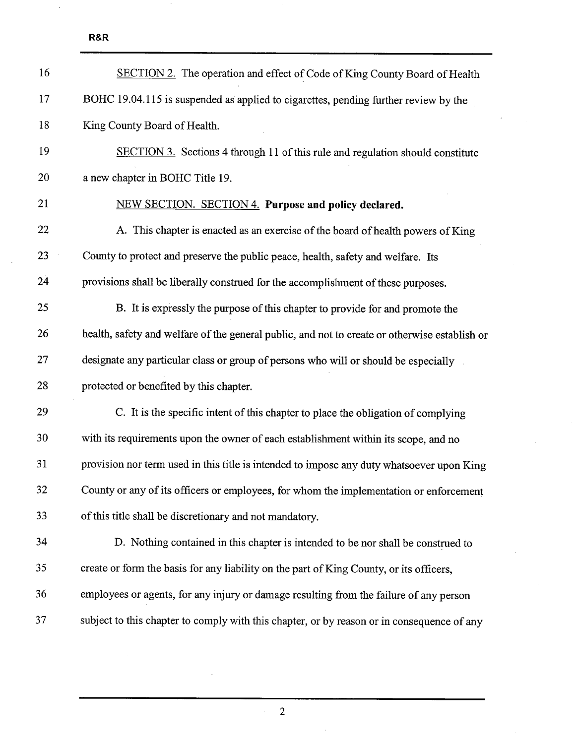SECTION 2. The operation and effect of Code of King County Board of Health BOHC 19.04.115 is suspended as applied to cigarettes, pending further review by the King County Board of Health.

SECTION 3. Sections 4 through 11 of this rule and regulation should constitute a new chapter in BOHC Title 19.

NEW SECTION. SECTION 4. **Purpose and policy declared.**

A. This chapter is enacted as an exercise of the board of health powers of King County to protect and preserve the public peace, health, safety and welfare. Its provisions shall be liberally construed for the accomplishment of these purposes.

B. It is expressly the purpose of this chapter to provide for and promote the health, safety and welfare of the general public, and not to create or otherwise establish or designate any particular class or group of persons who will or should be especially protected or benefited by this chapter.

C. It is the specific intent of this chapter to place the obligation of complying with its requirements upon the owner of each establishment within its scope, and no provision nor term used in this title is intended to impose any duty whatsoever upon King County or any of its officers or employees, for whom the implementation or enforcement of this title shall be discretionary and not mandatory.

D. Nothing contained in this chapter is intended to be nor shall be construed to create or form the basis for any liability on the part of King County, or its officers, employees or agents, for any injury or damage resulting from the failure of any person subject to this chapter to comply with this chapter, or by reason or in consequence of any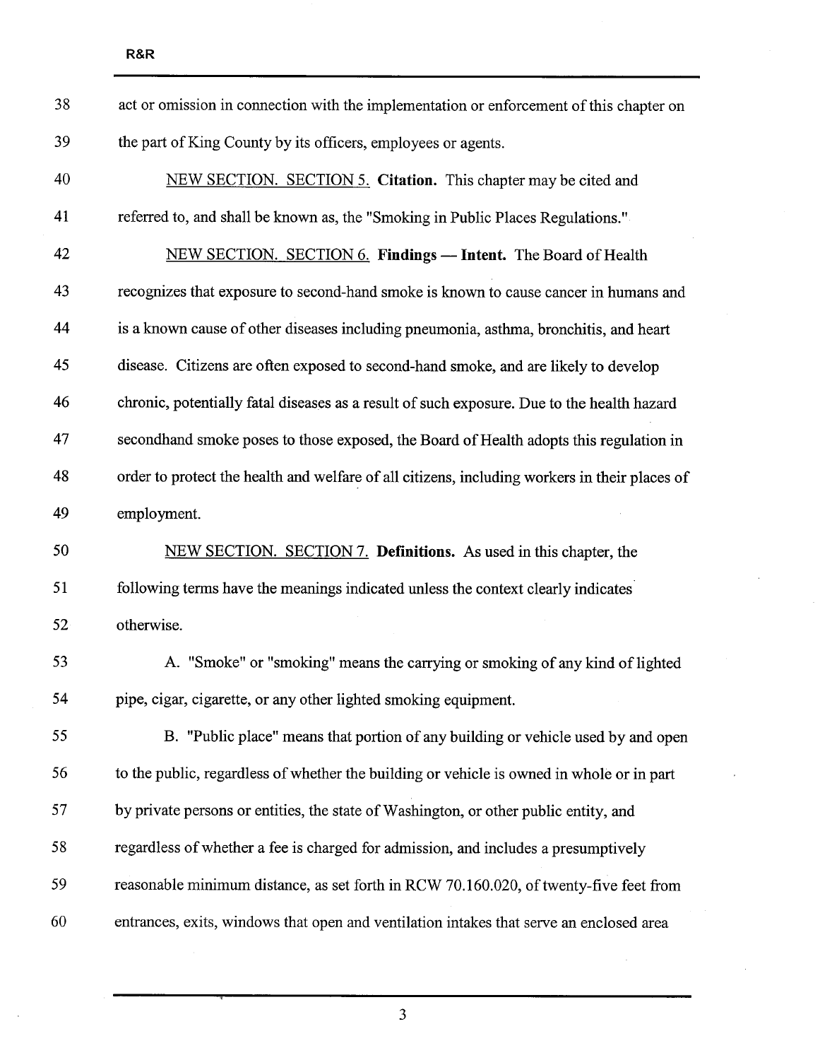act or omission in connection with the implementation or enforcement of this chapter on the part of King County by its officers, employees or agents.

NEW SECTION. SECTION 5. **Citation.** This chapter may be cited and referred to, and shall be known as, the "Smoking in Public Places Regulations."

NEW SECTION. SECTION 6. **Findings — Intent.** The Board of Health recognizes that exposure to second-hand smoke is known to cause cancer in humans and is a known cause of other diseases including pneumonia, asthma, bronchitis, and heart disease. Citizens are often exposed to second-hand smoke, and are likely to develop chronic, potentially fatal diseases as a result of such exposure. Due to the health hazard secondhand smoke poses to those exposed, the Board of Health adopts this regulation in order to protect the health and welfare of all citizens, including workers in their places of employment.

NEW SECTION. SECTION 7. **Definitions.** As used in this chapter, the following terms have the meanings indicated unless the context clearly indicates otherwise.

A. "Smoke" or "smoking" means the carrying or smoking of any kind of lighted pipe, cigar, cigarette, or any other lighted smoking equipment.

B. "Public place" means that portion of any building or vehicle used by and open to the public, regardless of whether the building or vehicle is owned in whole or in part by private persons or entities, the state of Washington, or other public entity, and regardless of whether a fee is charged for admission, and includes a presumptively reasonable minimum distance, as set forth in RCW 70.160.020, of twenty-five feet from entrances, exits, windows that open and ventilation intakes that serve an enclosed area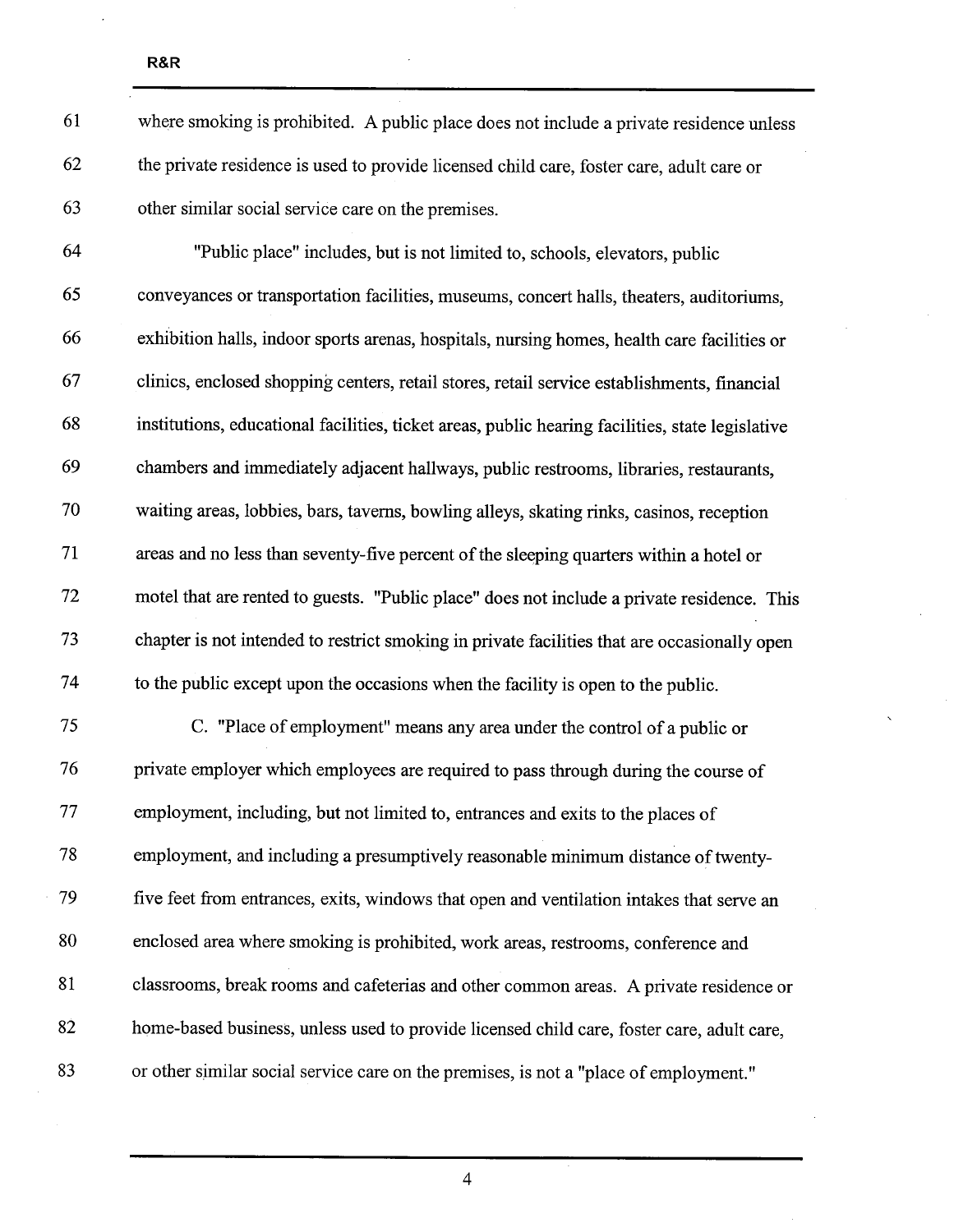where smoking is prohibited. A public place does not include a private residence unless the private residence is used to provide licensed child care, foster care, adult care or other similar social service care on the premises.

"Public place" includes, but is not limited to, schools, elevators, public conveyances or transportation facilities, museums, concert halls, theaters, auditoriums, exhibition halls, indoor sports arenas, hospitals, nursing homes, health care facilities or clinics, enclosed shopping centers, retail stores, retail service establishments, financial institutions, educational facilities, ticket areas, public hearing facilities, state legislative chambers and immediately adjacent hallways, public restrooms, libraries, restaurants, waiting areas, lobbies, bars, taverns, bowling alleys, skating rinks, casinos, reception areas and no less than seventy-five percent of the sleeping quarters within a hotel or motel that are rented to guests. "Public place" does not include a private residence. This chapter is not intended to restrict smoking in private facilities that are occasionally open to the public except upon the occasions when the facility is open to the public.

C. "Place of employment" means any area under the control of a public or private employer which employees are required to pass through during the course of employment, including, but not limited to, entrances and exits to the places of employment, and including a presumptively reasonable minimum distance of twenty-five feet from entrances, exits, windows that open and ventilation intakes that serve an enclosed area where smoking is prohibited, work areas, restrooms, conference and classrooms, break rooms and cafeterias and other common areas. A private residence or home-based business, unless used to provide licensed child care, foster care, adult care, or other similar social service care on the premises, is not a "place of employment."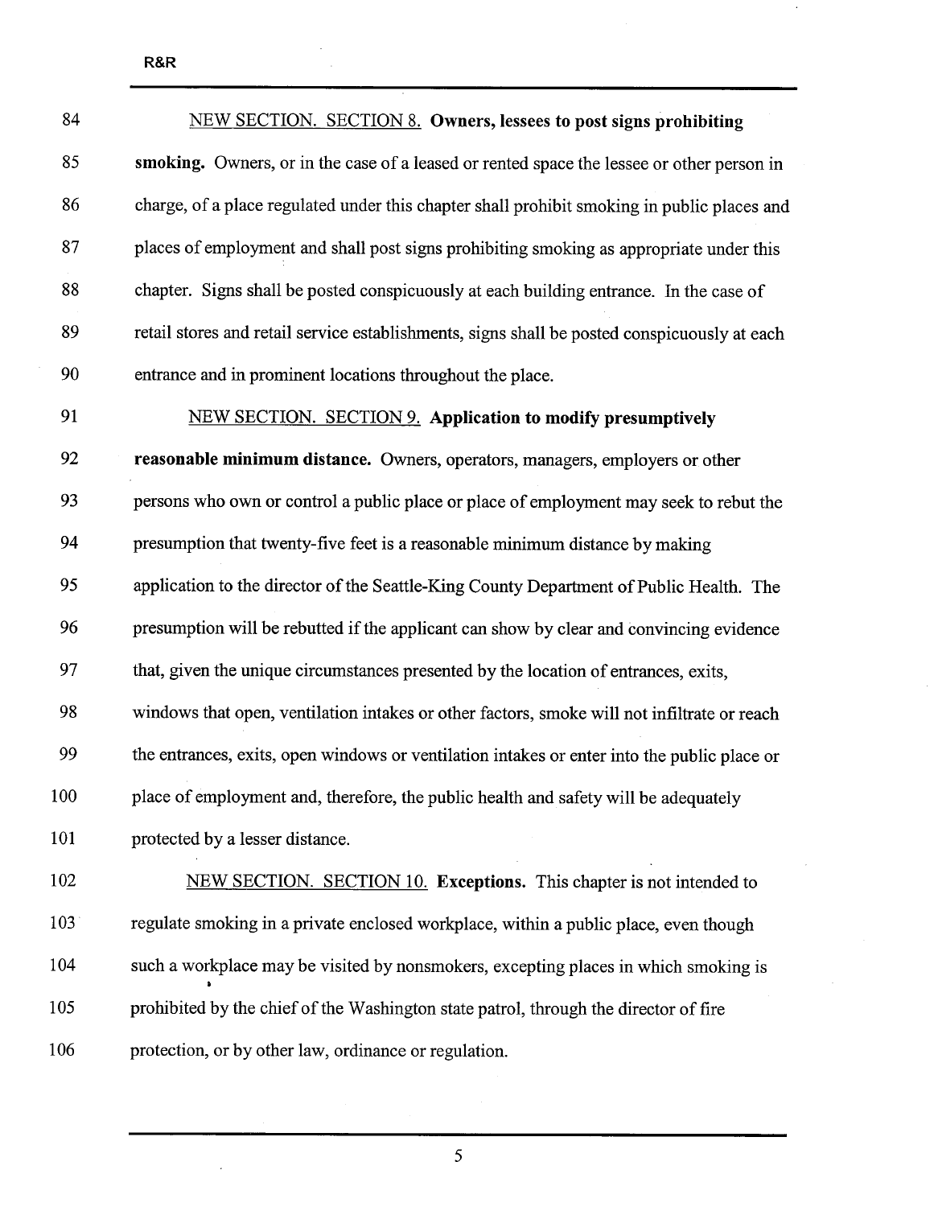<u>NEW SECTION. SECTION 8.</u> **Owners, lessees to post signs prohibiting smoking.** Owners, or in the case of a leased or rented space the lessee or other person in charge, of a place regulated under this chapter shall prohibit smoking in public places and places of employment and shall post signs prohibiting smoking as appropriate under this chapter. Signs shall be posted conspicuously at each building entrance. In the case of retail stores and retail service establishments, signs shall be posted conspicuously at each entrance and in prominent locations throughout the place.

<u>NEW SECTION. SECTION 9.</u> **Application to modify presumptively reasonable minimum distance.** Owners, operators, managers, employers or other persons who own or control a public place or place of employment may seek to rebut the presumption that twenty-five feet is a reasonable minimum distance by making application to the director of the Seattle-King County Department of Public Health. The presumption will be rebutted if the applicant can show by clear and convincing evidence that, given the unique circumstances presented by the location of entrances, exits, windows that open, ventilation intakes or other factors, smoke will not infiltrate or reach the entrances, exits, open windows or ventilation intakes or enter into the public place or place of employment and, therefore, the public health and safety will be adequately protected by a lesser distance.

<u>NEW SECTION. SECTION 10.</u> **Exceptions.** This chapter is not intended to regulate smoking in a private enclosed workplace, within a public place, even though such a workplace may be visited by nonsmokers, excepting places in which smoking is prohibited by the chief of the Washington state patrol, through the director of fire protection, or by other law, ordinance or regulation.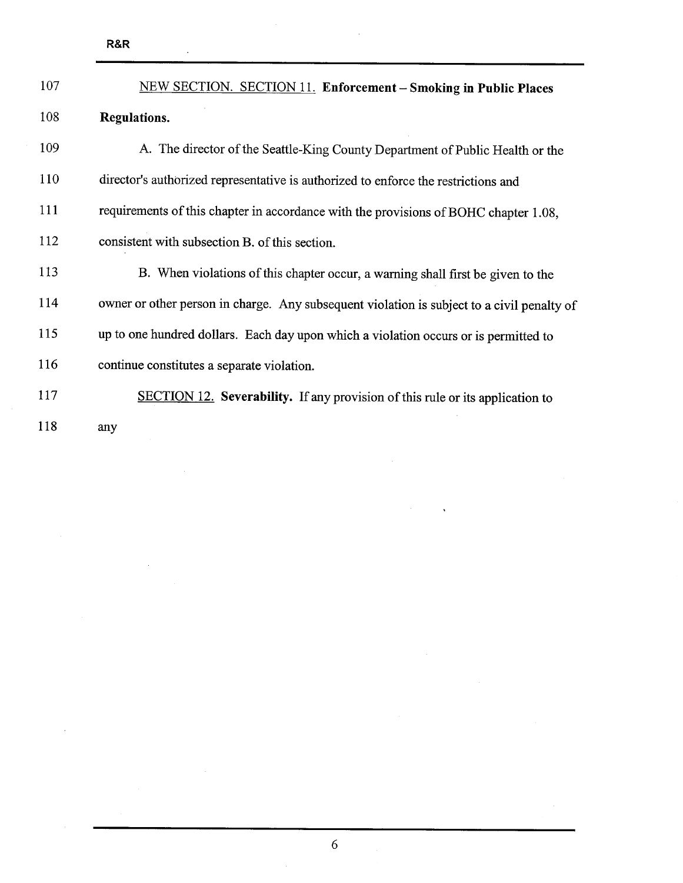<u>NEW SECTION. SECTION 11.</u> **Enforcement – Smoking in Public Places Regulations.**

A. The director of the Seattle-King County Department of Public Health or the director's authorized representative is authorized to enforce the restrictions and requirements of this chapter in accordance with the provisions of BOHC chapter 1.08, consistent with subsection B. of this section.

B. When violations of this chapter occur, a warning shall first be given to the owner or other person in charge. Any subsequent violation is subject to a civil penalty of up to one hundred dollars. Each day upon which a violation occurs or is permitted to continue constitutes a separate violation.

<u>SECTION 12.</u> **Severability.** If any provision of this rule or its application to any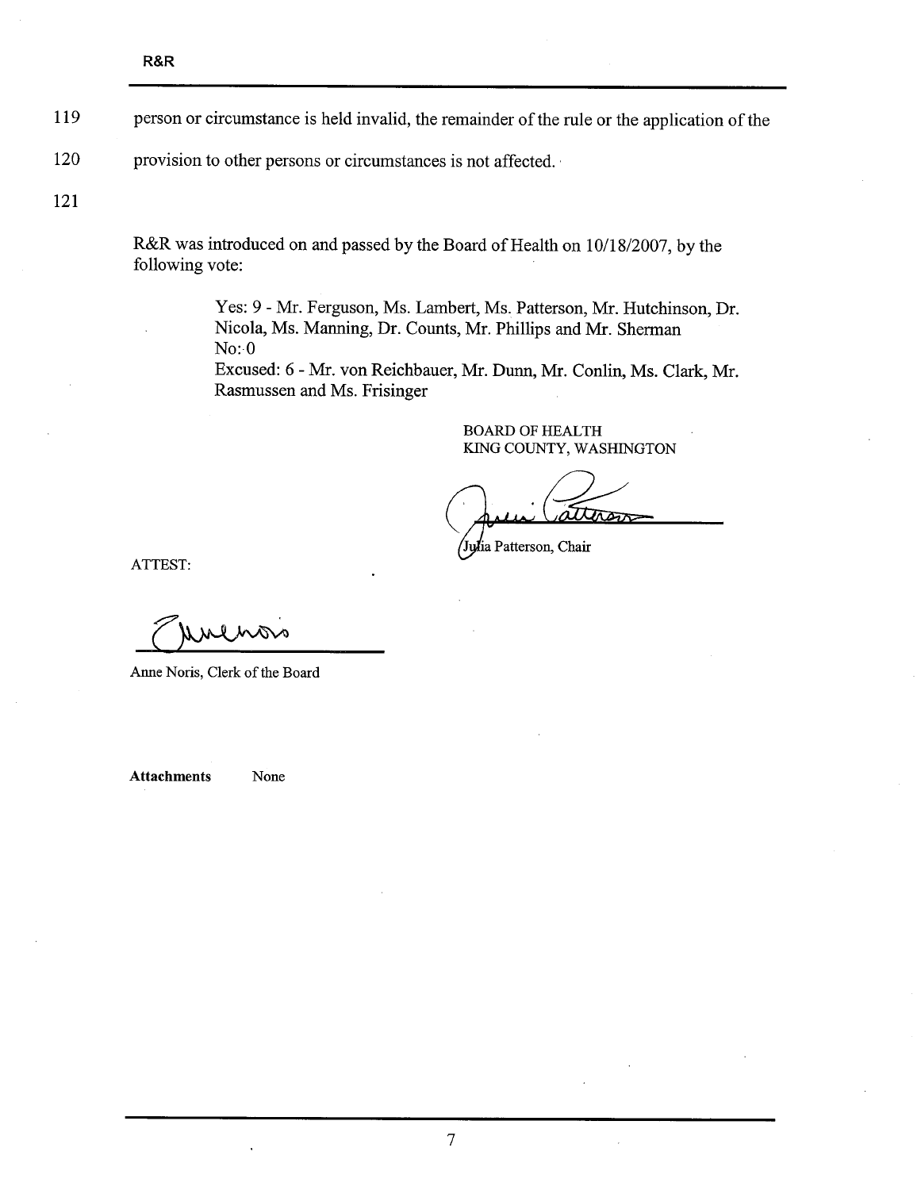119 person or circumstance is held invalid, the remainder of the rule or the application of the

120 provision to other persons or circumstances is not affected.

121

R&R was introduced on and passed by the Board of Health on 10/18/2007, by the following vote:

> Yes: 9 - Mr. Ferguson, Ms. Lambert, Ms. Patterson, Mr. Hutchinson, Dr. Nicola, Ms. Manning, Dr. Counts, Mr. Phillips and Mr. Sherman
> No: 0
> Excused: 6 - Mr. von Reichbauer, Mr. Dunn, Mr. Conlin, Ms. Clark, Mr. Rasmussen and Ms. Frisinger

BOARD OF HEALTH
KING COUNTY, WASHINGTON

Julia Patterson, Chair

ATTEST:

Anne Noris, Clerk of the Board

**Attachments** None